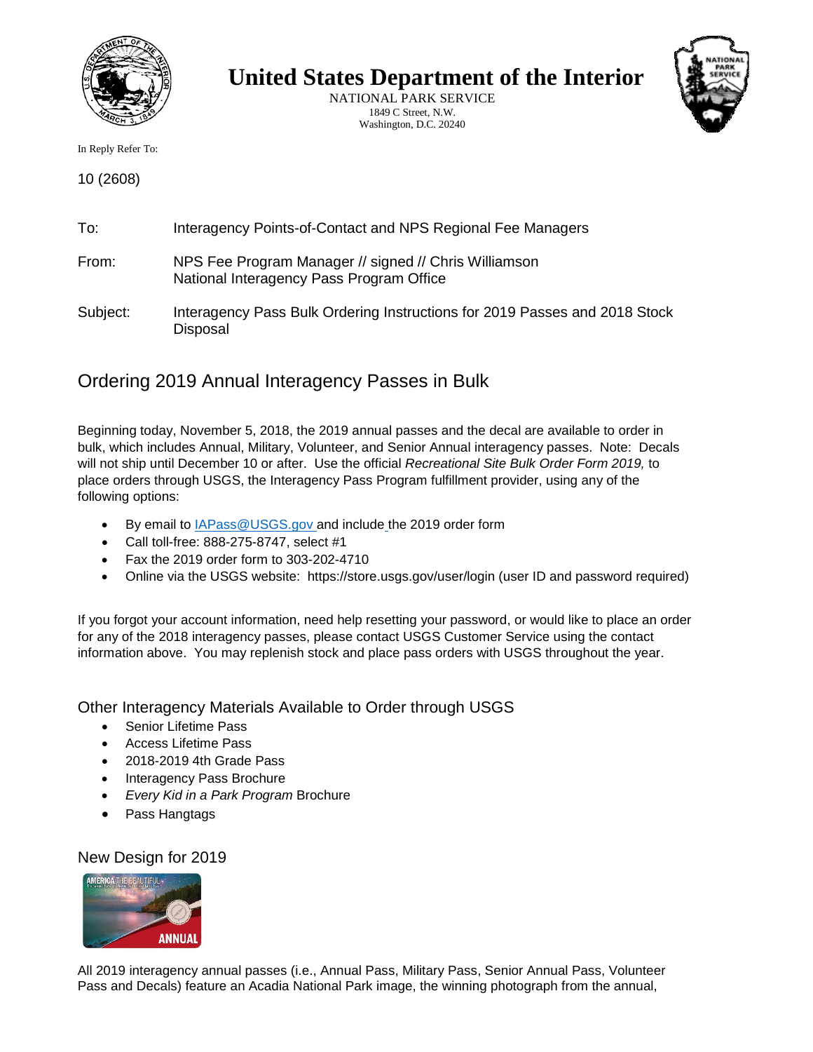# United States Department of the Interior

NATIONAL PARK SERVICE
1849 C Street, N.W.
Washington, D.C. 20240

In Reply Refer To:

10 (2608)

To: Interagency Points-of-Contact and NPS Regional Fee Managers

From: NPS Fee Program Manager // signed // Chris Williamson
National Interagency Pass Program Office

Subject: Interagency Pass Bulk Ordering Instructions for 2019 Passes and 2018 Stock Disposal

## Ordering 2019 Annual Interagency Passes in Bulk

Beginning today, November 5, 2018, the 2019 annual passes and the decal are available to order in bulk, which includes Annual, Military, Volunteer, and Senior Annual interagency passes. Note: Decals will not ship until December 10 or after. Use the official *Recreational Site Bulk Order Form 2019,* to place orders through USGS, the Interagency Pass Program fulfillment provider, using any of the following options:

- By email to IAPass@USGS.gov and include the 2019 order form
- Call toll-free: 888-275-8747, select #1
- Fax the 2019 order form to 303-202-4710
- Online via the USGS website: https://store.usgs.gov/user/login (user ID and password required)

If you forgot your account information, need help resetting your password, or would like to place an order for any of the 2018 interagency passes, please contact USGS Customer Service using the contact information above. You may replenish stock and place pass orders with USGS throughout the year.

### Other Interagency Materials Available to Order through USGS

- Senior Lifetime Pass
- Access Lifetime Pass
- 2018-2019 4th Grade Pass
- Interagency Pass Brochure
- *Every Kid in a Park Program* Brochure
- Pass Hangtags

### New Design for 2019

All 2019 interagency annual passes (i.e., Annual Pass, Military Pass, Senior Annual Pass, Volunteer Pass and Decals) feature an Acadia National Park image, the winning photograph from the annual,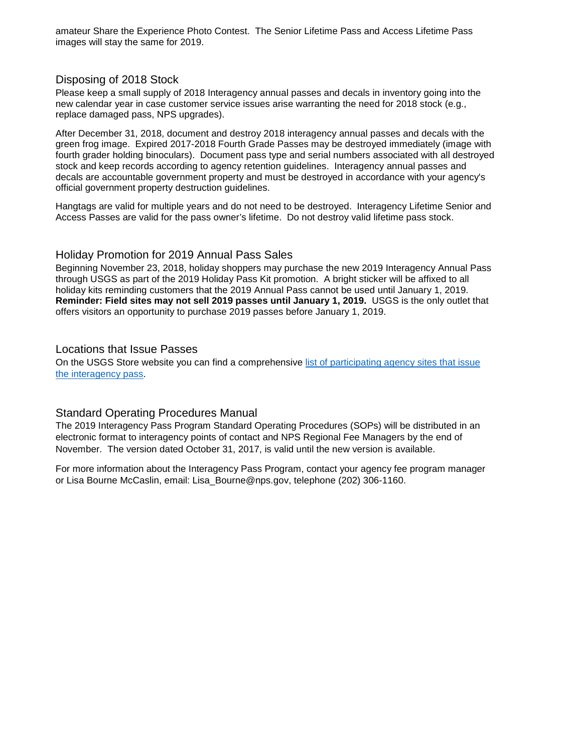amateur Share the Experience Photo Contest. The Senior Lifetime Pass and Access Lifetime Pass images will stay the same for 2019.

## Disposing of 2018 Stock

Please keep a small supply of 2018 Interagency annual passes and decals in inventory going into the new calendar year in case customer service issues arise warranting the need for 2018 stock (e.g., replace damaged pass, NPS upgrades).

After December 31, 2018, document and destroy 2018 interagency annual passes and decals with the green frog image. Expired 2017-2018 Fourth Grade Passes may be destroyed immediately (image with fourth grader holding binoculars). Document pass type and serial numbers associated with all destroyed stock and keep records according to agency retention guidelines. Interagency annual passes and decals are accountable government property and must be destroyed in accordance with your agency's official government property destruction guidelines.

Hangtags are valid for multiple years and do not need to be destroyed. Interagency Lifetime Senior and Access Passes are valid for the pass owner's lifetime. Do not destroy valid lifetime pass stock.

## Holiday Promotion for 2019 Annual Pass Sales

Beginning November 23, 2018, holiday shoppers may purchase the new 2019 Interagency Annual Pass through USGS as part of the 2019 Holiday Pass Kit promotion. A bright sticker will be affixed to all holiday kits reminding customers that the 2019 Annual Pass cannot be used until January 1, 2019. **Reminder: Field sites may not sell 2019 passes until January 1, 2019.** USGS is the only outlet that offers visitors an opportunity to purchase 2019 passes before January 1, 2019.

## Locations that Issue Passes

On the USGS Store website you can find a comprehensive list of participating agency sites that issue the interagency pass.

## Standard Operating Procedures Manual

The 2019 Interagency Pass Program Standard Operating Procedures (SOPs) will be distributed in an electronic format to interagency points of contact and NPS Regional Fee Managers by the end of November. The version dated October 31, 2017, is valid until the new version is available.

For more information about the Interagency Pass Program, contact your agency fee program manager or Lisa Bourne McCaslin, email: Lisa_Bourne@nps.gov, telephone (202) 306-1160.